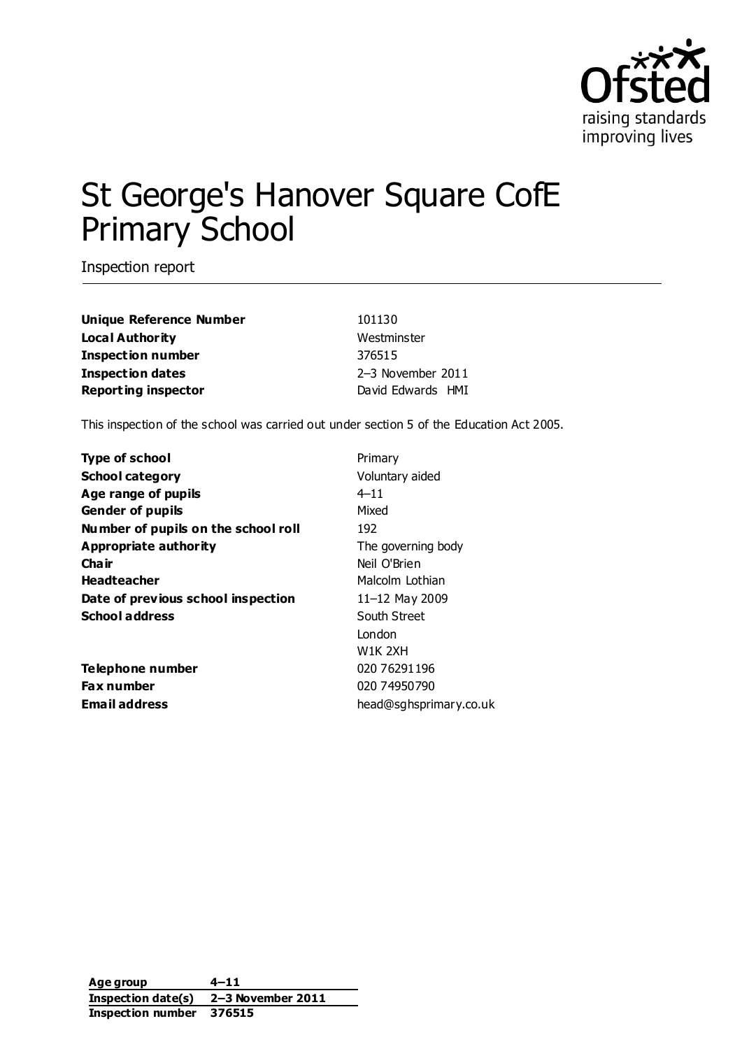# St George's Hanover Square CofE Primary School

Inspection report

| | |
|---|---|
| **Unique Reference Number** | 101130 |
| **Local Authority** | Westminster |
| **Inspection number** | 376515 |
| **Inspection dates** | 2–3 November 2011 |
| **Reporting inspector** | David Edwards HMI |

This inspection of the school was carried out under section 5 of the Education Act 2005.

| | |
|---|---|
| **Type of school** | Primary |
| **School category** | Voluntary aided |
| **Age range of pupils** | 4–11 |
| **Gender of pupils** | Mixed |
| **Number of pupils on the school roll** | 192 |
| **Appropriate authority** | The governing body |
| **Chair** | Neil O'Brien |
| **Headteacher** | Malcolm Lothian |
| **Date of previous school inspection** | 11–12 May 2009 |
| **School address** | South Street<br>London<br>W1K 2XH |
| **Telephone number** | 020 76291196 |
| **Fax number** | 020 74950790 |
| **Email address** | head@sghsprimary.co.uk |

| | |
|---|---|
| **Age group** | **4–11** |
| **Inspection date(s)** | **2–3 November 2011** |
| **Inspection number** | **376515** |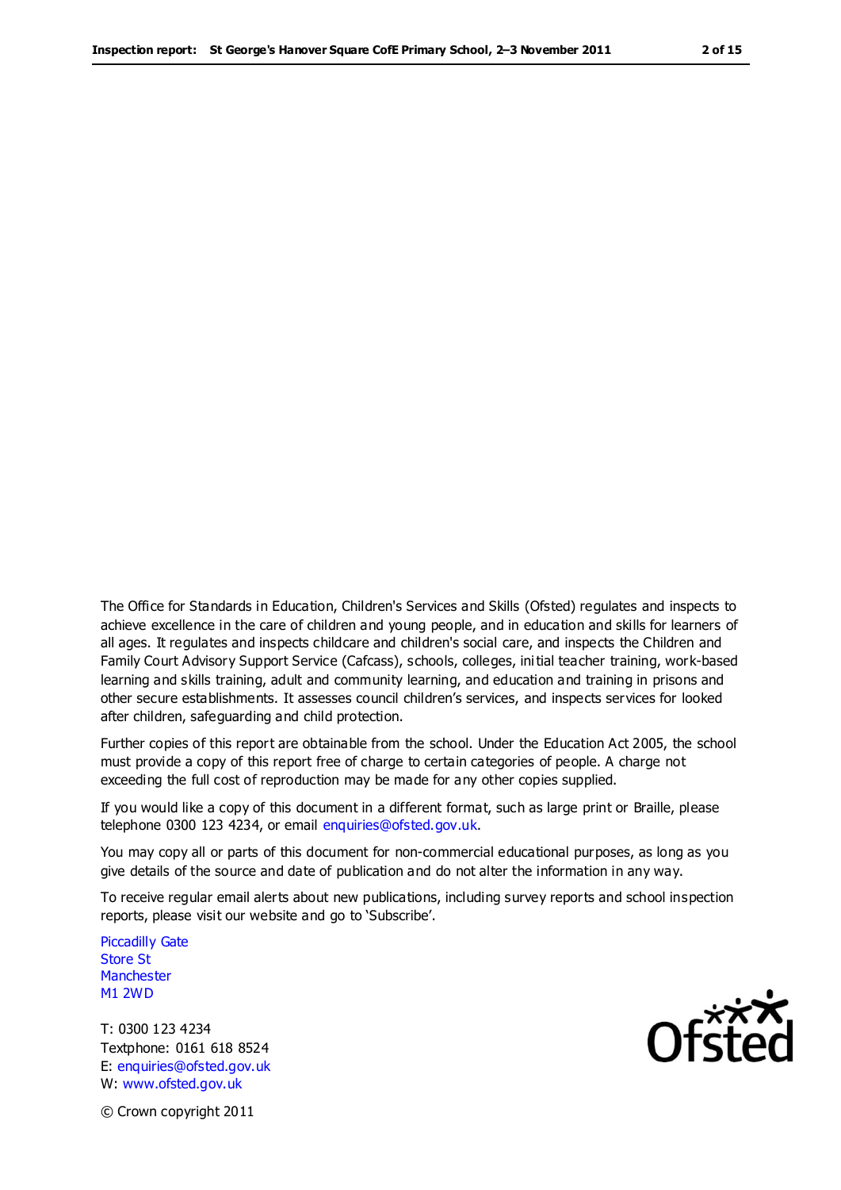The Office for Standards in Education, Children's Services and Skills (Ofsted) regulates and inspects to achieve excellence in the care of children and young people, and in education and skills for learners of all ages. It regulates and inspects childcare and children's social care, and inspects the Children and Family Court Advisory Support Service (Cafcass), schools, colleges, initial teacher training, work-based learning and skills training, adult and community learning, and education and training in prisons and other secure establishments. It assesses council children's services, and inspects services for looked after children, safeguarding and child protection.

Further copies of this report are obtainable from the school. Under the Education Act 2005, the school must provide a copy of this report free of charge to certain categories of people. A charge not exceeding the full cost of reproduction may be made for any other copies supplied.

If you would like a copy of this document in a different format, such as large print or Braille, please telephone 0300 123 4234, or email enquiries@ofsted.gov.uk.

You may copy all or parts of this document for non-commercial educational purposes, as long as you give details of the source and date of publication and do not alter the information in any way.

To receive regular email alerts about new publications, including survey reports and school inspection reports, please visit our website and go to 'Subscribe'.

Piccadilly Gate
Store St
Manchester
M1 2WD

T: 0300 123 4234
Textphone: 0161 618 8524
E: enquiries@ofsted.gov.uk
W: www.ofsted.gov.uk

© Crown copyright 2011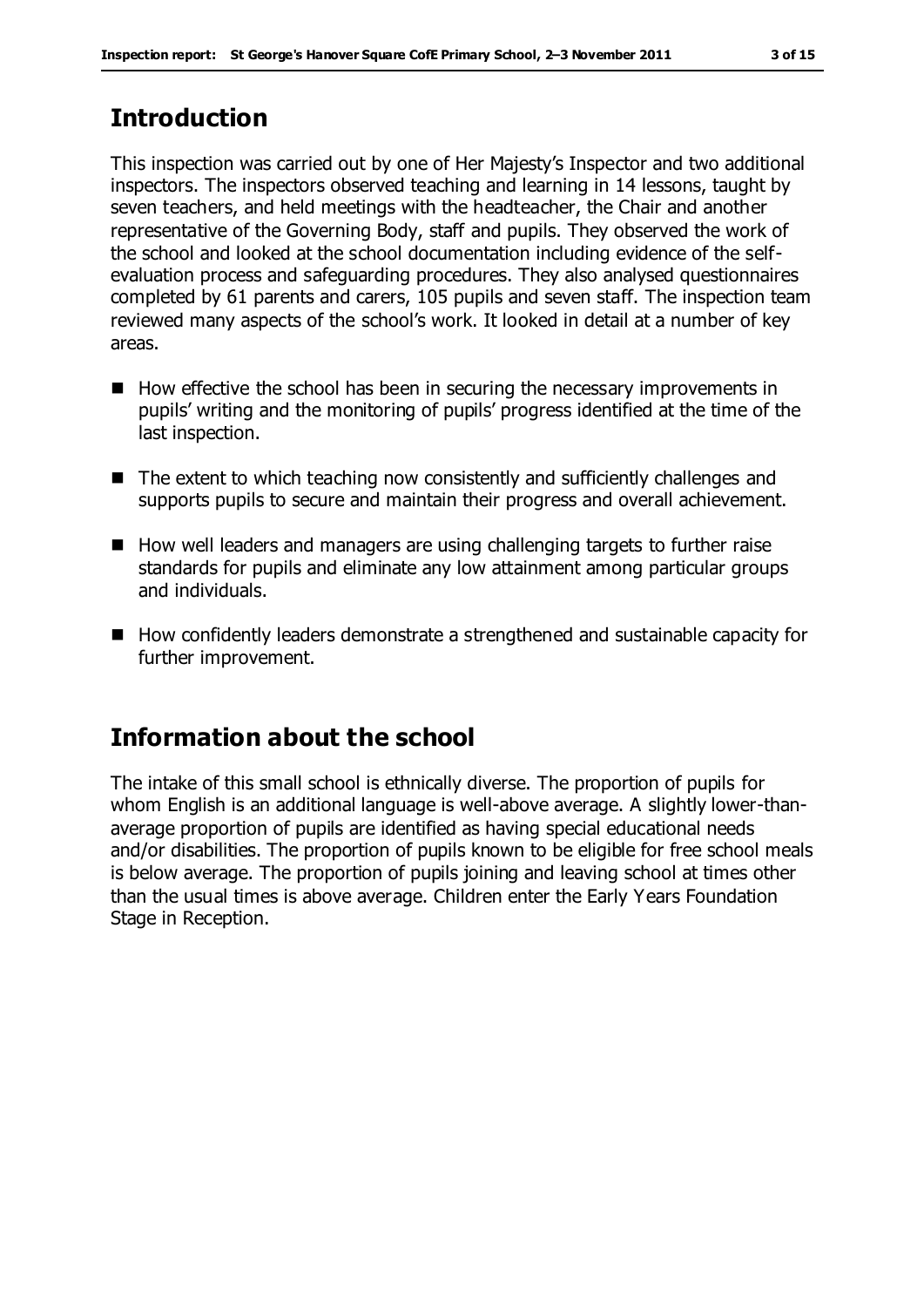## Introduction

This inspection was carried out by one of Her Majesty's Inspector and two additional inspectors. The inspectors observed teaching and learning in 14 lessons, taught by seven teachers, and held meetings with the headteacher, the Chair and another representative of the Governing Body, staff and pupils. They observed the work of the school and looked at the school documentation including evidence of the self-evaluation process and safeguarding procedures. They also analysed questionnaires completed by 61 parents and carers, 105 pupils and seven staff. The inspection team reviewed many aspects of the school's work. It looked in detail at a number of key areas.

- How effective the school has been in securing the necessary improvements in pupils' writing and the monitoring of pupils' progress identified at the time of the last inspection.
- The extent to which teaching now consistently and sufficiently challenges and supports pupils to secure and maintain their progress and overall achievement.
- How well leaders and managers are using challenging targets to further raise standards for pupils and eliminate any low attainment among particular groups and individuals.
- How confidently leaders demonstrate a strengthened and sustainable capacity for further improvement.

## Information about the school

The intake of this small school is ethnically diverse. The proportion of pupils for whom English is an additional language is well-above average. A slightly lower-than-average proportion of pupils are identified as having special educational needs and/or disabilities. The proportion of pupils known to be eligible for free school meals is below average. The proportion of pupils joining and leaving school at times other than the usual times is above average. Children enter the Early Years Foundation Stage in Reception.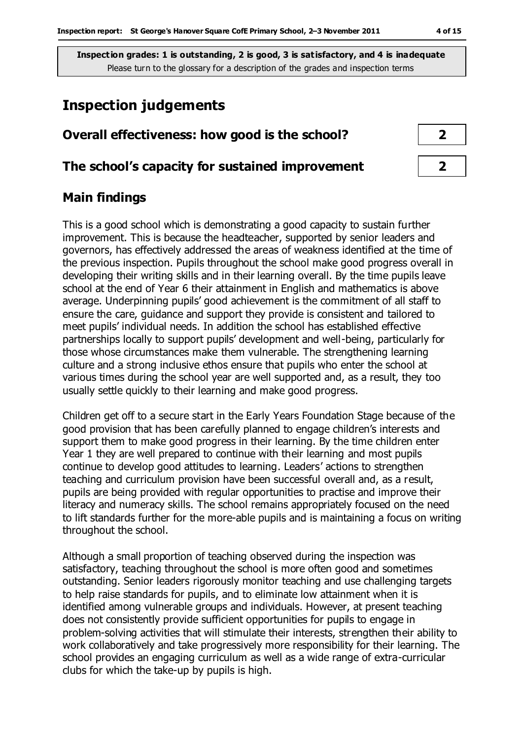**Inspection grades: 1 is outstanding, 2 is good, 3 is satisfactory, and 4 is inadequate**
Please turn to the glossary for a description of the grades and inspection terms

# Inspection judgements

| | |
|---|---|
| **Overall effectiveness: how good is the school?** | **2** |
| **The school's capacity for sustained improvement** | **2** |

## Main findings

This is a good school which is demonstrating a good capacity to sustain further improvement. This is because the headteacher, supported by senior leaders and governors, has effectively addressed the areas of weakness identified at the time of the previous inspection. Pupils throughout the school make good progress overall in developing their writing skills and in their learning overall. By the time pupils leave school at the end of Year 6 their attainment in English and mathematics is above average. Underpinning pupils' good achievement is the commitment of all staff to ensure the care, guidance and support they provide is consistent and tailored to meet pupils' individual needs. In addition the school has established effective partnerships locally to support pupils' development and well-being, particularly for those whose circumstances make them vulnerable. The strengthening learning culture and a strong inclusive ethos ensure that pupils who enter the school at various times during the school year are well supported and, as a result, they too usually settle quickly to their learning and make good progress.

Children get off to a secure start in the Early Years Foundation Stage because of the good provision that has been carefully planned to engage children's interests and support them to make good progress in their learning. By the time children enter Year 1 they are well prepared to continue with their learning and most pupils continue to develop good attitudes to learning. Leaders' actions to strengthen teaching and curriculum provision have been successful overall and, as a result, pupils are being provided with regular opportunities to practise and improve their literacy and numeracy skills. The school remains appropriately focused on the need to lift standards further for the more-able pupils and is maintaining a focus on writing throughout the school.

Although a small proportion of teaching observed during the inspection was satisfactory, teaching throughout the school is more often good and sometimes outstanding. Senior leaders rigorously monitor teaching and use challenging targets to help raise standards for pupils, and to eliminate low attainment when it is identified among vulnerable groups and individuals. However, at present teaching does not consistently provide sufficient opportunities for pupils to engage in problem-solving activities that will stimulate their interests, strengthen their ability to work collaboratively and take progressively more responsibility for their learning. The school provides an engaging curriculum as well as a wide range of extra-curricular clubs for which the take-up by pupils is high.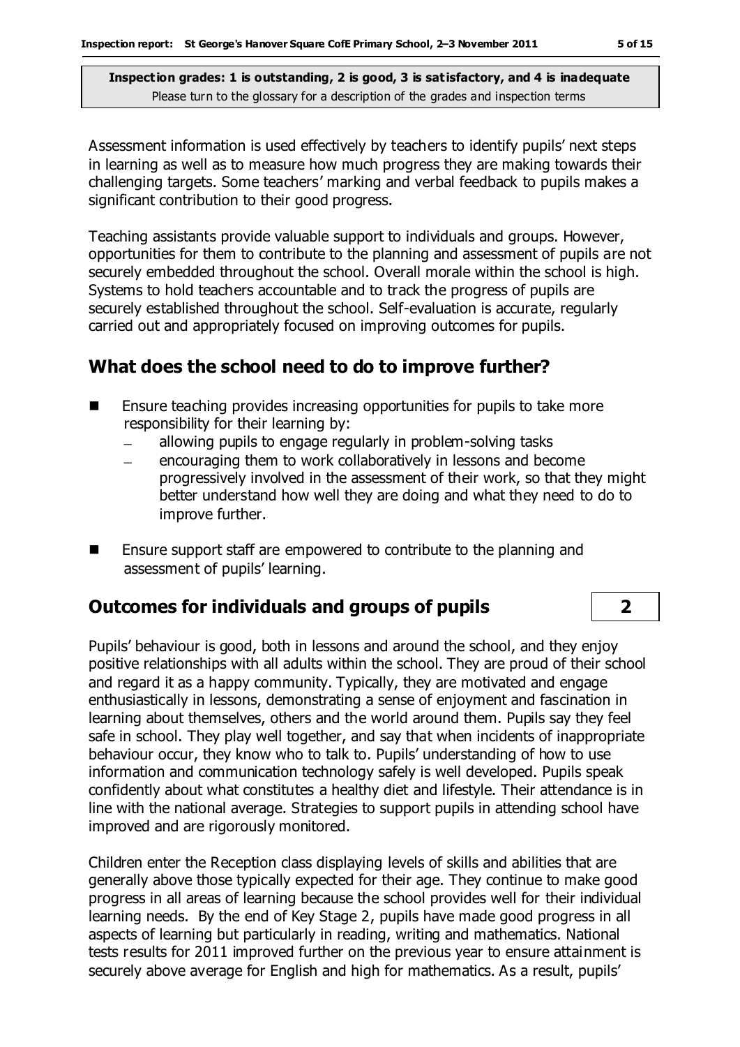**Inspection grades: 1 is outstanding, 2 is good, 3 is satisfactory, and 4 is inadequate**
Please turn to the glossary for a description of the grades and inspection terms

Assessment information is used effectively by teachers to identify pupils' next steps in learning as well as to measure how much progress they are making towards their challenging targets. Some teachers' marking and verbal feedback to pupils makes a significant contribution to their good progress.

Teaching assistants provide valuable support to individuals and groups. However, opportunities for them to contribute to the planning and assessment of pupils are not securely embedded throughout the school. Overall morale within the school is high. Systems to hold teachers accountable and to track the progress of pupils are securely established throughout the school. Self-evaluation is accurate, regularly carried out and appropriately focused on improving outcomes for pupils.

## What does the school need to do to improve further?

- Ensure teaching provides increasing opportunities for pupils to take more responsibility for their learning by:
  - allowing pupils to engage regularly in problem-solving tasks
  - encouraging them to work collaboratively in lessons and become progressively involved in the assessment of their work, so that they might better understand how well they are doing and what they need to do to improve further.
- Ensure support staff are empowered to contribute to the planning and assessment of pupils' learning.

## Outcomes for individuals and groups of pupils — 2

Pupils' behaviour is good, both in lessons and around the school, and they enjoy positive relationships with all adults within the school. They are proud of their school and regard it as a happy community. Typically, they are motivated and engage enthusiastically in lessons, demonstrating a sense of enjoyment and fascination in learning about themselves, others and the world around them. Pupils say they feel safe in school. They play well together, and say that when incidents of inappropriate behaviour occur, they know who to talk to. Pupils' understanding of how to use information and communication technology safely is well developed. Pupils speak confidently about what constitutes a healthy diet and lifestyle. Their attendance is in line with the national average. Strategies to support pupils in attending school have improved and are rigorously monitored.

Children enter the Reception class displaying levels of skills and abilities that are generally above those typically expected for their age. They continue to make good progress in all areas of learning because the school provides well for their individual learning needs. By the end of Key Stage 2, pupils have made good progress in all aspects of learning but particularly in reading, writing and mathematics. National tests results for 2011 improved further on the previous year to ensure attainment is securely above average for English and high for mathematics. As a result, pupils'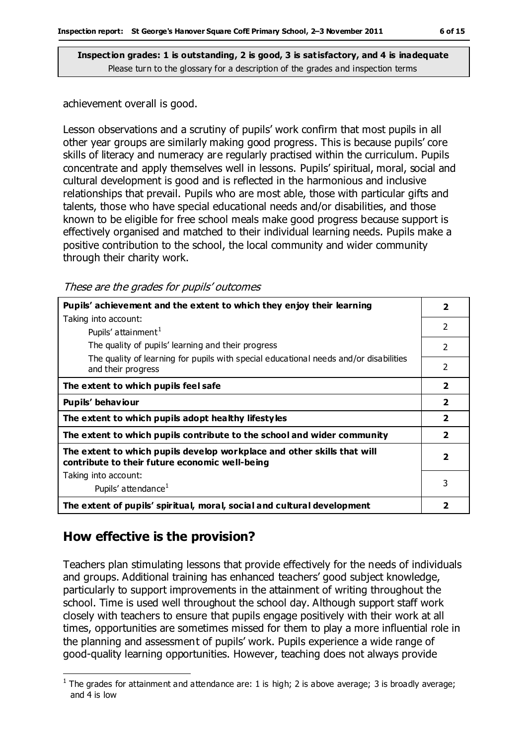**Inspection grades: 1 is outstanding, 2 is good, 3 is satisfactory, and 4 is inadequate**
Please turn to the glossary for a description of the grades and inspection terms

achievement overall is good.

Lesson observations and a scrutiny of pupils' work confirm that most pupils in all other year groups are similarly making good progress. This is because pupils' core skills of literacy and numeracy are regularly practised within the curriculum. Pupils concentrate and apply themselves well in lessons. Pupils' spiritual, moral, social and cultural development is good and is reflected in the harmonious and inclusive relationships that prevail. Pupils who are most able, those with particular gifts and talents, those who have special educational needs and/or disabilities, and those known to be eligible for free school meals make good progress because support is effectively organised and matched to their individual learning needs. Pupils make a positive contribution to the school, the local community and wider community through their charity work.

*These are the grades for pupils' outcomes*

| | |
|---|---|
| **Pupils' achievement and the extent to which they enjoy their learning** | **2** |
| Taking into account:<br>Pupils' attainment[1] | 2 |
| The quality of pupils' learning and their progress | 2 |
| The quality of learning for pupils with special educational needs and/or disabilities and their progress | 2 |
| **The extent to which pupils feel safe** | **2** |
| **Pupils' behaviour** | **2** |
| **The extent to which pupils adopt healthy lifestyles** | **2** |
| **The extent to which pupils contribute to the school and wider community** | **2** |
| **The extent to which pupils develop workplace and other skills that will contribute to their future economic well-being** | **2** |
| Taking into account:<br>Pupils' attendance[1] | 3 |
| **The extent of pupils' spiritual, moral, social and cultural development** | **2** |

## How effective is the provision?

Teachers plan stimulating lessons that provide effectively for the needs of individuals and groups. Additional training has enhanced teachers' good subject knowledge, particularly to support improvements in the attainment of writing throughout the school. Time is used well throughout the school day. Although support staff work closely with teachers to ensure that pupils engage positively with their work at all times, opportunities are sometimes missed for them to play a more influential role in the planning and assessment of pupils' work. Pupils experience a wide range of good-quality learning opportunities. However, teaching does not always provide

[1] The grades for attainment and attendance are: 1 is high; 2 is above average; 3 is broadly average; and 4 is low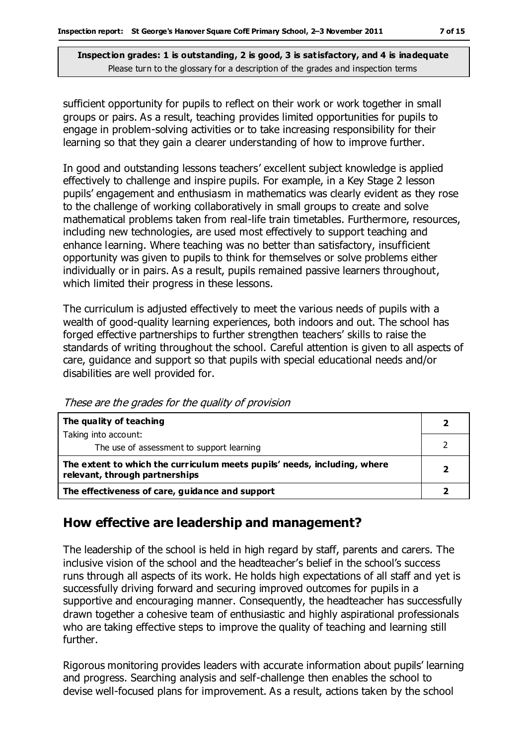sufficient opportunity for pupils to reflect on their work or work together in small groups or pairs. As a result, teaching provides limited opportunities for pupils to engage in problem-solving activities or to take increasing responsibility for their learning so that they gain a clearer understanding of how to improve further.

In good and outstanding lessons teachers' excellent subject knowledge is applied effectively to challenge and inspire pupils. For example, in a Key Stage 2 lesson pupils' engagement and enthusiasm in mathematics was clearly evident as they rose to the challenge of working collaboratively in small groups to create and solve mathematical problems taken from real-life train timetables. Furthermore, resources, including new technologies, are used most effectively to support teaching and enhance learning. Where teaching was no better than satisfactory, insufficient opportunity was given to pupils to think for themselves or solve problems either individually or in pairs. As a result, pupils remained passive learners throughout, which limited their progress in these lessons.

The curriculum is adjusted effectively to meet the various needs of pupils with a wealth of good-quality learning experiences, both indoors and out. The school has forged effective partnerships to further strengthen teachers' skills to raise the standards of writing throughout the school. Careful attention is given to all aspects of care, guidance and support so that pupils with special educational needs and/or disabilities are well provided for.

*These are the grades for the quality of provision*

| | |
|---|---|
| **The quality of teaching** | **2** |
| Taking into account: The use of assessment to support learning | 2 |
| **The extent to which the curriculum meets pupils' needs, including, where relevant, through partnerships** | **2** |
| **The effectiveness of care, guidance and support** | **2** |

## How effective are leadership and management?

The leadership of the school is held in high regard by staff, parents and carers. The inclusive vision of the school and the headteacher's belief in the school's success runs through all aspects of its work. He holds high expectations of all staff and yet is successfully driving forward and securing improved outcomes for pupils in a supportive and encouraging manner. Consequently, the headteacher has successfully drawn together a cohesive team of enthusiastic and highly aspirational professionals who are taking effective steps to improve the quality of teaching and learning still further.

Rigorous monitoring provides leaders with accurate information about pupils' learning and progress. Searching analysis and self-challenge then enables the school to devise well-focused plans for improvement. As a result, actions taken by the school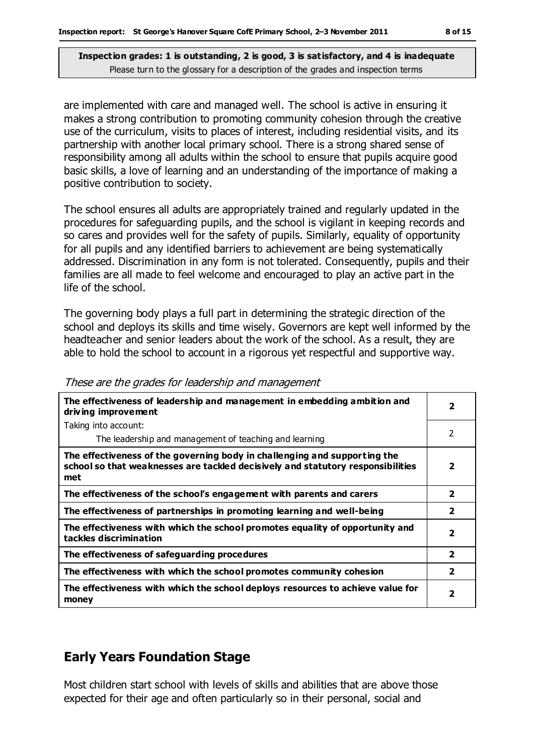**Inspection grades: 1 is outstanding, 2 is good, 3 is satisfactory, and 4 is inadequate**
Please turn to the glossary for a description of the grades and inspection terms

are implemented with care and managed well. The school is active in ensuring it makes a strong contribution to promoting community cohesion through the creative use of the curriculum, visits to places of interest, including residential visits, and its partnership with another local primary school. There is a strong shared sense of responsibility among all adults within the school to ensure that pupils acquire good basic skills, a love of learning and an understanding of the importance of making a positive contribution to society.

The school ensures all adults are appropriately trained and regularly updated in the procedures for safeguarding pupils, and the school is vigilant in keeping records and so cares and provides well for the safety of pupils. Similarly, equality of opportunity for all pupils and any identified barriers to achievement are being systematically addressed. Discrimination in any form is not tolerated. Consequently, pupils and their families are all made to feel welcome and encouraged to play an active part in the life of the school.

The governing body plays a full part in determining the strategic direction of the school and deploys its skills and time wisely. Governors are kept well informed by the headteacher and senior leaders about the work of the school. As a result, they are able to hold the school to account in a rigorous yet respectful and supportive way.

*These are the grades for leadership and management*

| | |
|---|---|
| **The effectiveness of leadership and management in embedding ambition and driving improvement** | **2** |
| Taking into account:<br>The leadership and management of teaching and learning | 2 |
| **The effectiveness of the governing body in challenging and supporting the school so that weaknesses are tackled decisively and statutory responsibilities met** | **2** |
| **The effectiveness of the school's engagement with parents and carers** | **2** |
| **The effectiveness of partnerships in promoting learning and well-being** | **2** |
| **The effectiveness with which the school promotes equality of opportunity and tackles discrimination** | **2** |
| **The effectiveness of safeguarding procedures** | **2** |
| **The effectiveness with which the school promotes community cohesion** | **2** |
| **The effectiveness with which the school deploys resources to achieve value for money** | **2** |

## Early Years Foundation Stage

Most children start school with levels of skills and abilities that are above those expected for their age and often particularly so in their personal, social and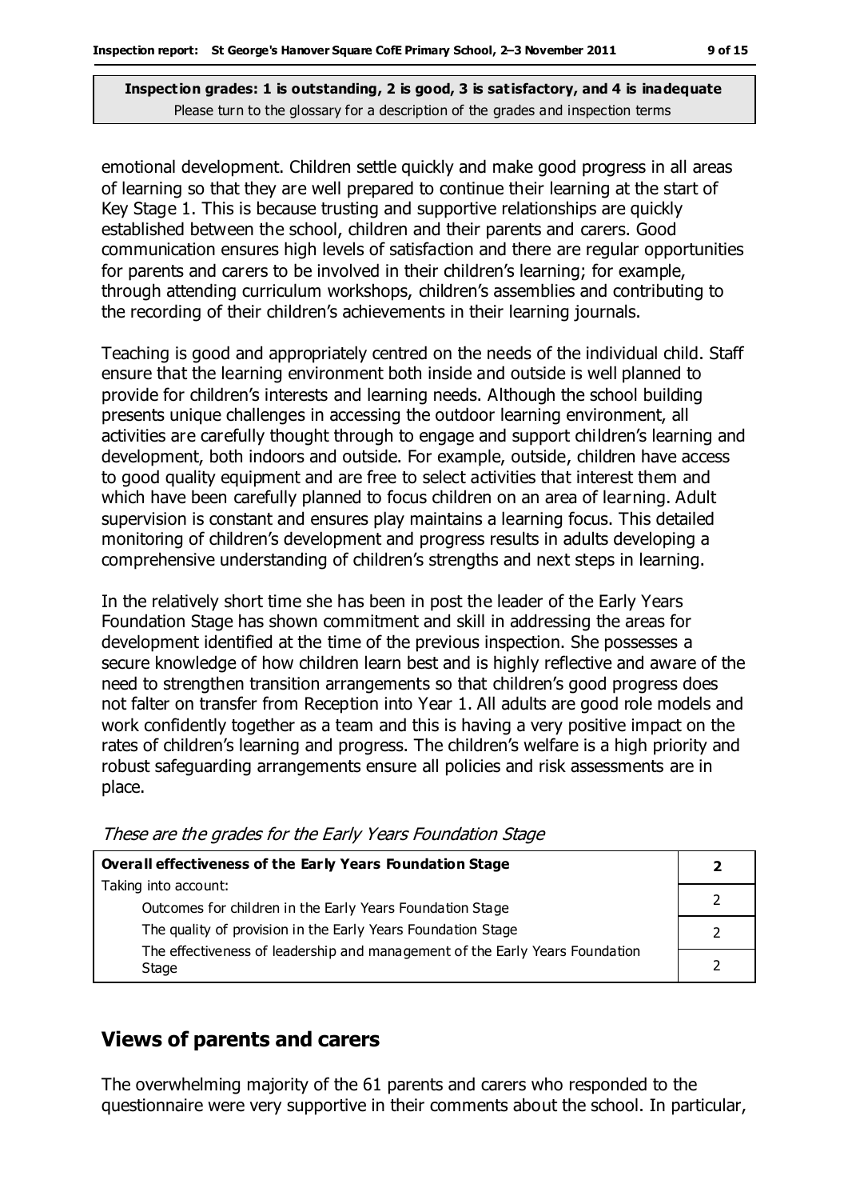**Inspection grades: 1 is outstanding, 2 is good, 3 is satisfactory, and 4 is inadequate**
Please turn to the glossary for a description of the grades and inspection terms

emotional development. Children settle quickly and make good progress in all areas of learning so that they are well prepared to continue their learning at the start of Key Stage 1. This is because trusting and supportive relationships are quickly established between the school, children and their parents and carers. Good communication ensures high levels of satisfaction and there are regular opportunities for parents and carers to be involved in their children's learning; for example, through attending curriculum workshops, children's assemblies and contributing to the recording of their children's achievements in their learning journals.

Teaching is good and appropriately centred on the needs of the individual child. Staff ensure that the learning environment both inside and outside is well planned to provide for children's interests and learning needs. Although the school building presents unique challenges in accessing the outdoor learning environment, all activities are carefully thought through to engage and support children's learning and development, both indoors and outside. For example, outside, children have access to good quality equipment and are free to select activities that interest them and which have been carefully planned to focus children on an area of learning. Adult supervision is constant and ensures play maintains a learning focus. This detailed monitoring of children's development and progress results in adults developing a comprehensive understanding of children's strengths and next steps in learning.

In the relatively short time she has been in post the leader of the Early Years Foundation Stage has shown commitment and skill in addressing the areas for development identified at the time of the previous inspection. She possesses a secure knowledge of how children learn best and is highly reflective and aware of the need to strengthen transition arrangements so that children's good progress does not falter on transfer from Reception into Year 1. All adults are good role models and work confidently together as a team and this is having a very positive impact on the rates of children's learning and progress. The children's welfare is a high priority and robust safeguarding arrangements ensure all policies and risk assessments are in place.

*These are the grades for the Early Years Foundation Stage*

| **Overall effectiveness of the Early Years Foundation Stage** | **2** |
|---|---|
| Taking into account: | |
| Outcomes for children in the Early Years Foundation Stage | 2 |
| The quality of provision in the Early Years Foundation Stage | 2 |
| The effectiveness of leadership and management of the Early Years Foundation Stage | 2 |

## Views of parents and carers

The overwhelming majority of the 61 parents and carers who responded to the questionnaire were very supportive in their comments about the school. In particular,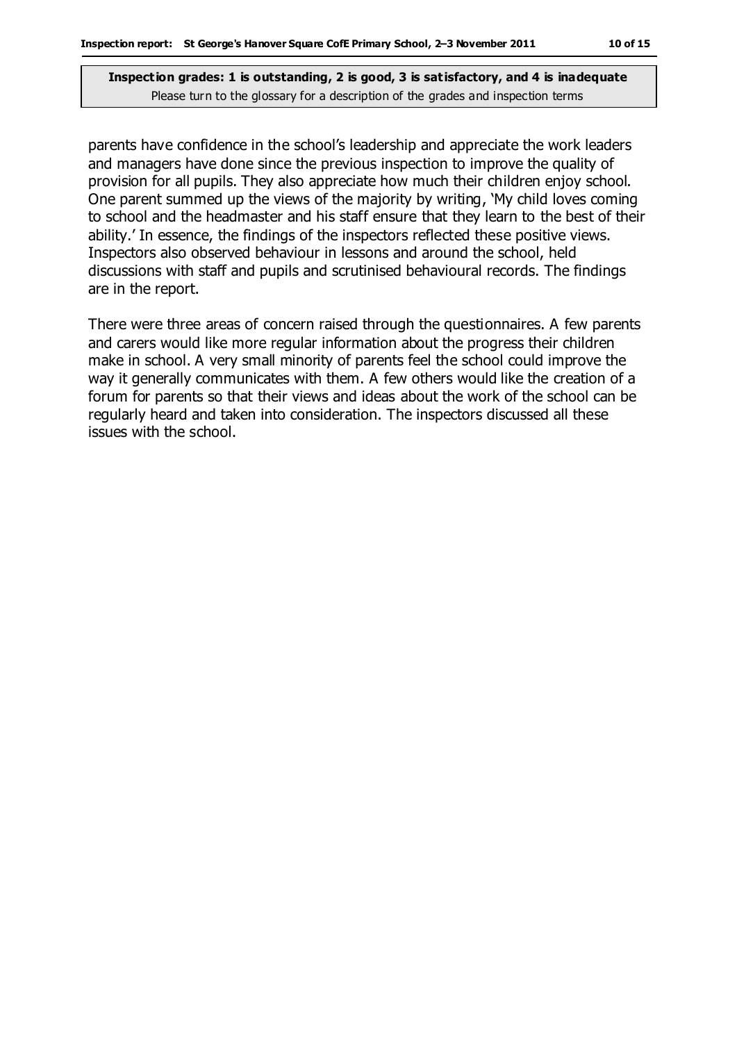**Inspection grades: 1 is outstanding, 2 is good, 3 is satisfactory, and 4 is inadequate**
Please turn to the glossary for a description of the grades and inspection terms

parents have confidence in the school's leadership and appreciate the work leaders and managers have done since the previous inspection to improve the quality of provision for all pupils. They also appreciate how much their children enjoy school. One parent summed up the views of the majority by writing, 'My child loves coming to school and the headmaster and his staff ensure that they learn to the best of their ability.' In essence, the findings of the inspectors reflected these positive views. Inspectors also observed behaviour in lessons and around the school, held discussions with staff and pupils and scrutinised behavioural records. The findings are in the report.

There were three areas of concern raised through the questionnaires. A few parents and carers would like more regular information about the progress their children make in school. A very small minority of parents feel the school could improve the way it generally communicates with them. A few others would like the creation of a forum for parents so that their views and ideas about the work of the school can be regularly heard and taken into consideration. The inspectors discussed all these issues with the school.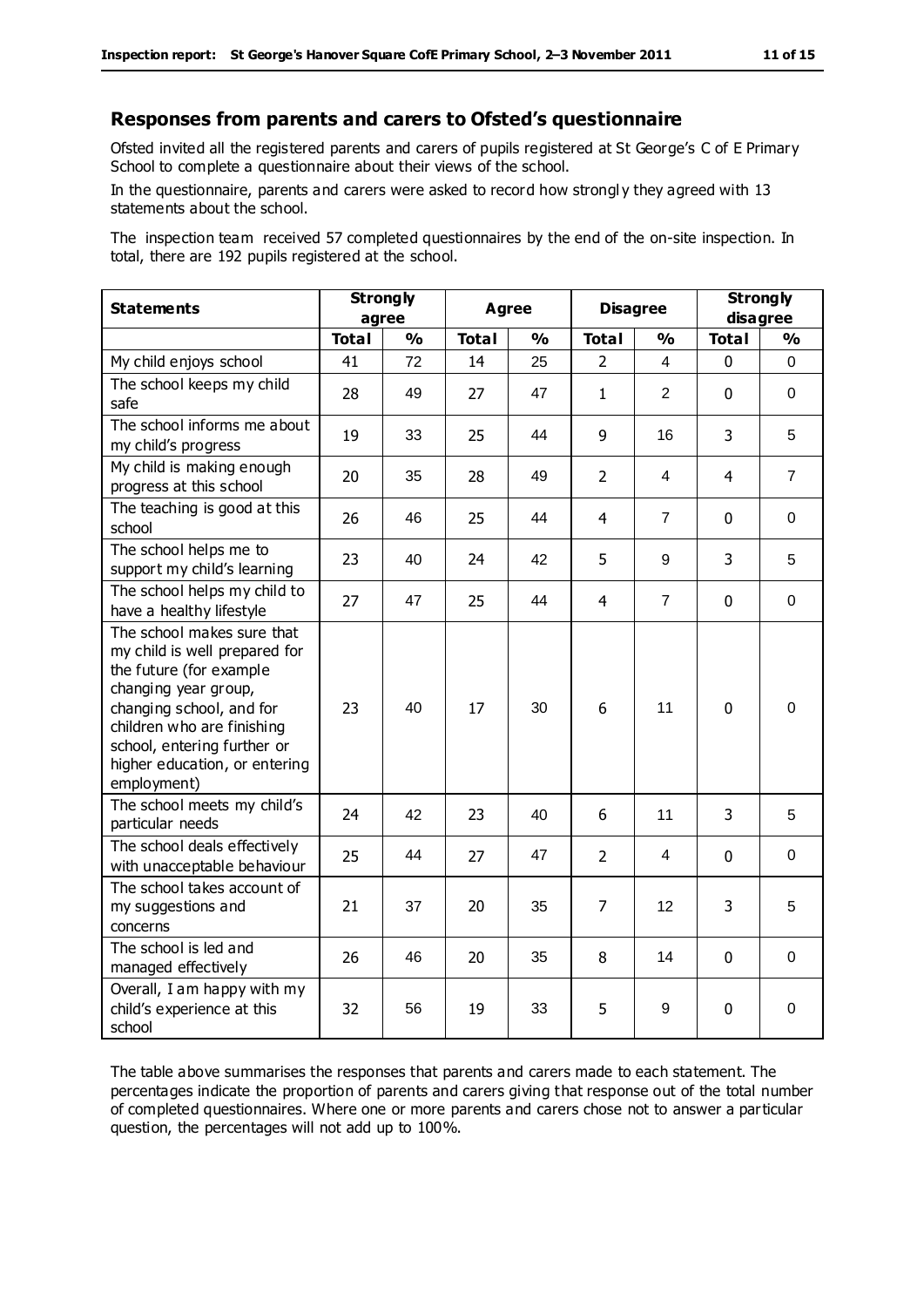## Responses from parents and carers to Ofsted's questionnaire

Ofsted invited all the registered parents and carers of pupils registered at St George's C of E Primary School to complete a questionnaire about their views of the school.

In the questionnaire, parents and carers were asked to record how strongly they agreed with 13 statements about the school.

The inspection team received 57 completed questionnaires by the end of the on-site inspection. In total, there are 192 pupils registered at the school.

| Statements | Strongly agree | | Agree | | Disagree | | Strongly disagree | |
|---|---|---|---|---|---|---|---|---|
| | Total | % | Total | % | Total | % | Total | % |
| My child enjoys school | 41 | 72 | 14 | 25 | 2 | 4 | 0 | 0 |
| The school keeps my child safe | 28 | 49 | 27 | 47 | 1 | 2 | 0 | 0 |
| The school informs me about my child's progress | 19 | 33 | 25 | 44 | 9 | 16 | 3 | 5 |
| My child is making enough progress at this school | 20 | 35 | 28 | 49 | 2 | 4 | 4 | 7 |
| The teaching is good at this school | 26 | 46 | 25 | 44 | 4 | 7 | 0 | 0 |
| The school helps me to support my child's learning | 23 | 40 | 24 | 42 | 5 | 9 | 3 | 5 |
| The school helps my child to have a healthy lifestyle | 27 | 47 | 25 | 44 | 4 | 7 | 0 | 0 |
| The school makes sure that my child is well prepared for the future (for example changing year group, changing school, and for children who are finishing school, entering further or higher education, or entering employment) | 23 | 40 | 17 | 30 | 6 | 11 | 0 | 0 |
| The school meets my child's particular needs | 24 | 42 | 23 | 40 | 6 | 11 | 3 | 5 |
| The school deals effectively with unacceptable behaviour | 25 | 44 | 27 | 47 | 2 | 4 | 0 | 0 |
| The school takes account of my suggestions and concerns | 21 | 37 | 20 | 35 | 7 | 12 | 3 | 5 |
| The school is led and managed effectively | 26 | 46 | 20 | 35 | 8 | 14 | 0 | 0 |
| Overall, I am happy with my child's experience at this school | 32 | 56 | 19 | 33 | 5 | 9 | 0 | 0 |

The table above summarises the responses that parents and carers made to each statement. The percentages indicate the proportion of parents and carers giving that response out of the total number of completed questionnaires. Where one or more parents and carers chose not to answer a particular question, the percentages will not add up to 100%.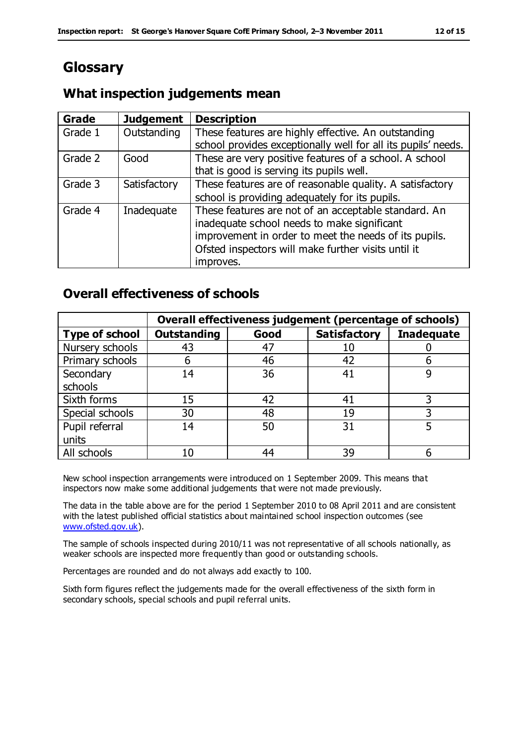# Glossary

## What inspection judgements mean

| Grade | Judgement | Description |
|---|---|---|
| Grade 1 | Outstanding | These features are highly effective. An outstanding school provides exceptionally well for all its pupils' needs. |
| Grade 2 | Good | These are very positive features of a school. A school that is good is serving its pupils well. |
| Grade 3 | Satisfactory | These features are of reasonable quality. A satisfactory school is providing adequately for its pupils. |
| Grade 4 | Inadequate | These features are not of an acceptable standard. An inadequate school needs to make significant improvement in order to meet the needs of its pupils. Ofsted inspectors will make further visits until it improves. |

## Overall effectiveness of schools

| | Overall effectiveness judgement (percentage of schools) | | | |
|---|---|---|---|---|
| **Type of school** | **Outstanding** | **Good** | **Satisfactory** | **Inadequate** |
| Nursery schools | 43 | 47 | 10 | 0 |
| Primary schools | 6 | 46 | 42 | 6 |
| Secondary schools | 14 | 36 | 41 | 9 |
| Sixth forms | 15 | 42 | 41 | 3 |
| Special schools | 30 | 48 | 19 | 3 |
| Pupil referral units | 14 | 50 | 31 | 5 |
| All schools | 10 | 44 | 39 | 6 |

New school inspection arrangements were introduced on 1 September 2009. This means that inspectors now make some additional judgements that were not made previously.

The data in the table above are for the period 1 September 2010 to 08 April 2011 and are consistent with the latest published official statistics about maintained school inspection outcomes (see www.ofsted.gov.uk).

The sample of schools inspected during 2010/11 was not representative of all schools nationally, as weaker schools are inspected more frequently than good or outstanding schools.

Percentages are rounded and do not always add exactly to 100.

Sixth form figures reflect the judgements made for the overall effectiveness of the sixth form in secondary schools, special schools and pupil referral units.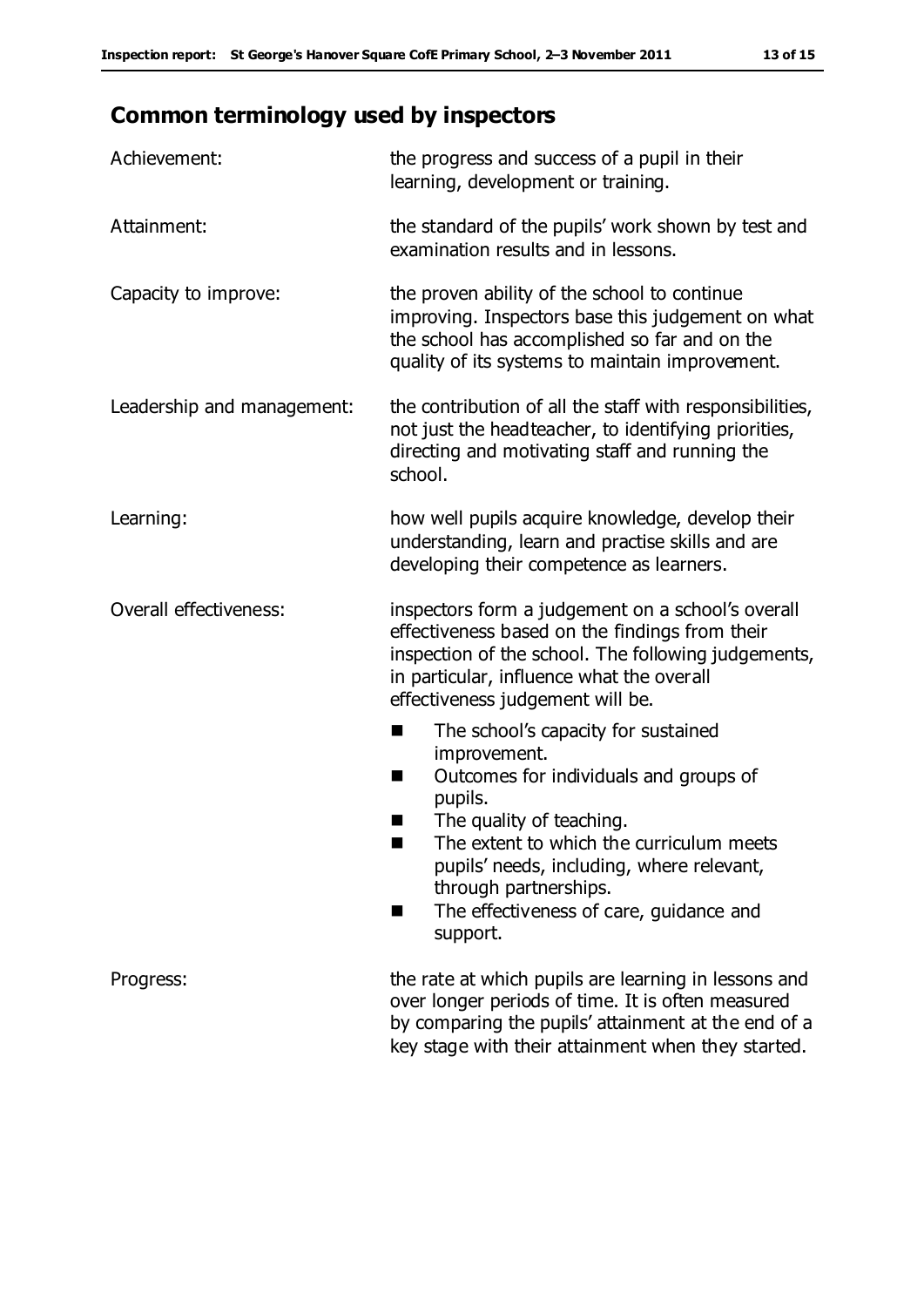## Common terminology used by inspectors

| | |
|---|---|
| Achievement: | the progress and success of a pupil in their learning, development or training. |
| Attainment: | the standard of the pupils' work shown by test and examination results and in lessons. |
| Capacity to improve: | the proven ability of the school to continue improving. Inspectors base this judgement on what the school has accomplished so far and on the quality of its systems to maintain improvement. |
| Leadership and management: | the contribution of all the staff with responsibilities, not just the headteacher, to identifying priorities, directing and motivating staff and running the school. |
| Learning: | how well pupils acquire knowledge, develop their understanding, learn and practise skills and are developing their competence as learners. |
| Overall effectiveness: | inspectors form a judgement on a school's overall effectiveness based on the findings from their inspection of the school. The following judgements, in particular, influence what the overall effectiveness judgement will be.<br>■ The school's capacity for sustained improvement.<br>■ Outcomes for individuals and groups of pupils.<br>■ The quality of teaching.<br>■ The extent to which the curriculum meets pupils' needs, including, where relevant, through partnerships.<br>■ The effectiveness of care, guidance and support. |
| Progress: | the rate at which pupils are learning in lessons and over longer periods of time. It is often measured by comparing the pupils' attainment at the end of a key stage with their attainment when they started. |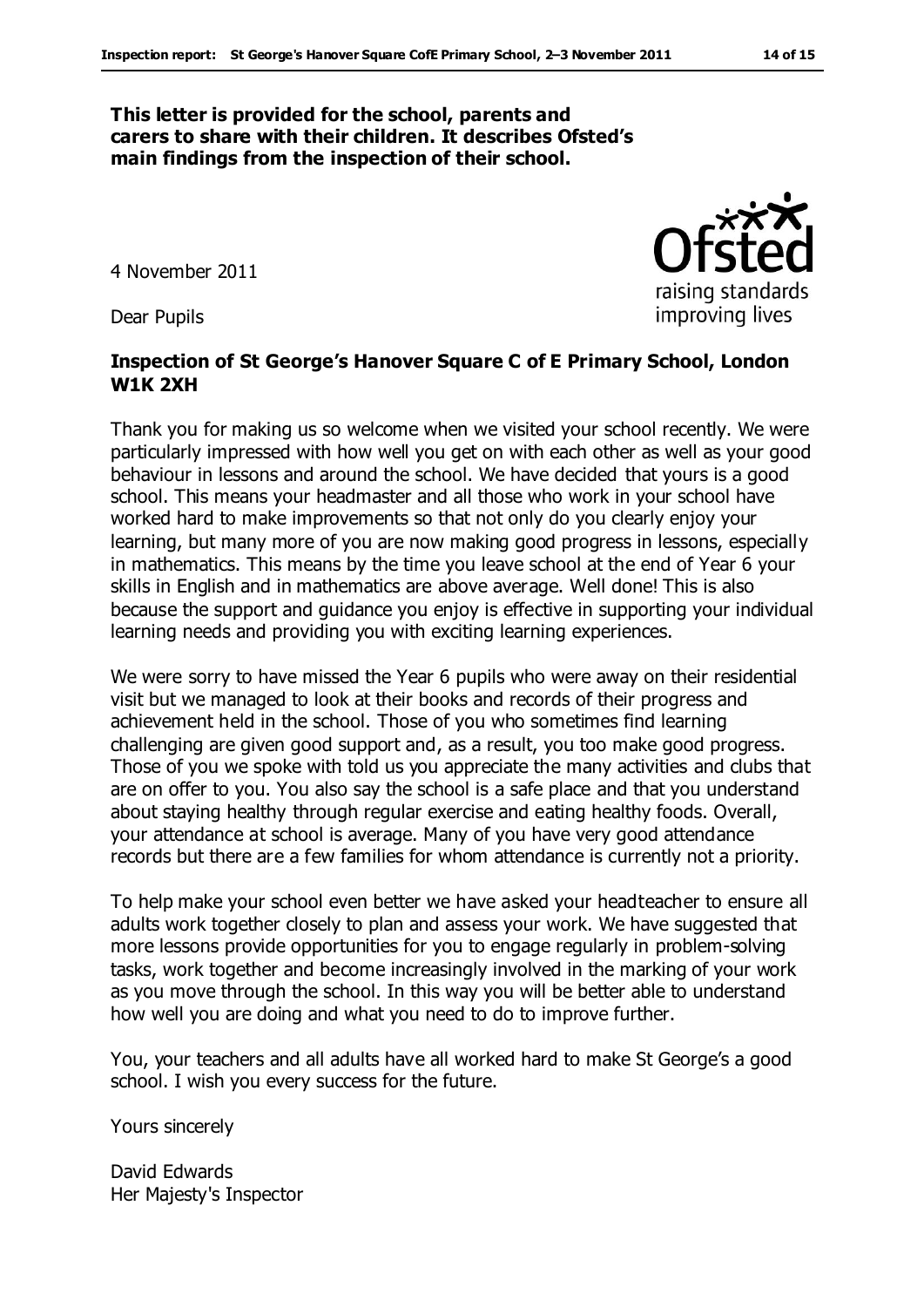**This letter is provided for the school, parents and carers to share with their children. It describes Ofsted's main findings from the inspection of their school.**

Ofsted
raising standards
improving lives

4 November 2011

Dear Pupils

**Inspection of St George's Hanover Square C of E Primary School, London W1K 2XH**

Thank you for making us so welcome when we visited your school recently. We were particularly impressed with how well you get on with each other as well as your good behaviour in lessons and around the school. We have decided that yours is a good school. This means your headmaster and all those who work in your school have worked hard to make improvements so that not only do you clearly enjoy your learning, but many more of you are now making good progress in lessons, especially in mathematics. This means by the time you leave school at the end of Year 6 your skills in English and in mathematics are above average. Well done! This is also because the support and guidance you enjoy is effective in supporting your individual learning needs and providing you with exciting learning experiences.

We were sorry to have missed the Year 6 pupils who were away on their residential visit but we managed to look at their books and records of their progress and achievement held in the school. Those of you who sometimes find learning challenging are given good support and, as a result, you too make good progress. Those of you we spoke with told us you appreciate the many activities and clubs that are on offer to you. You also say the school is a safe place and that you understand about staying healthy through regular exercise and eating healthy foods. Overall, your attendance at school is average. Many of you have very good attendance records but there are a few families for whom attendance is currently not a priority.

To help make your school even better we have asked your headteacher to ensure all adults work together closely to plan and assess your work. We have suggested that more lessons provide opportunities for you to engage regularly in problem-solving tasks, work together and become increasingly involved in the marking of your work as you move through the school. In this way you will be better able to understand how well you are doing and what you need to do to improve further.

You, your teachers and all adults have all worked hard to make St George's a good school. I wish you every success for the future.

Yours sincerely

David Edwards
Her Majesty's Inspector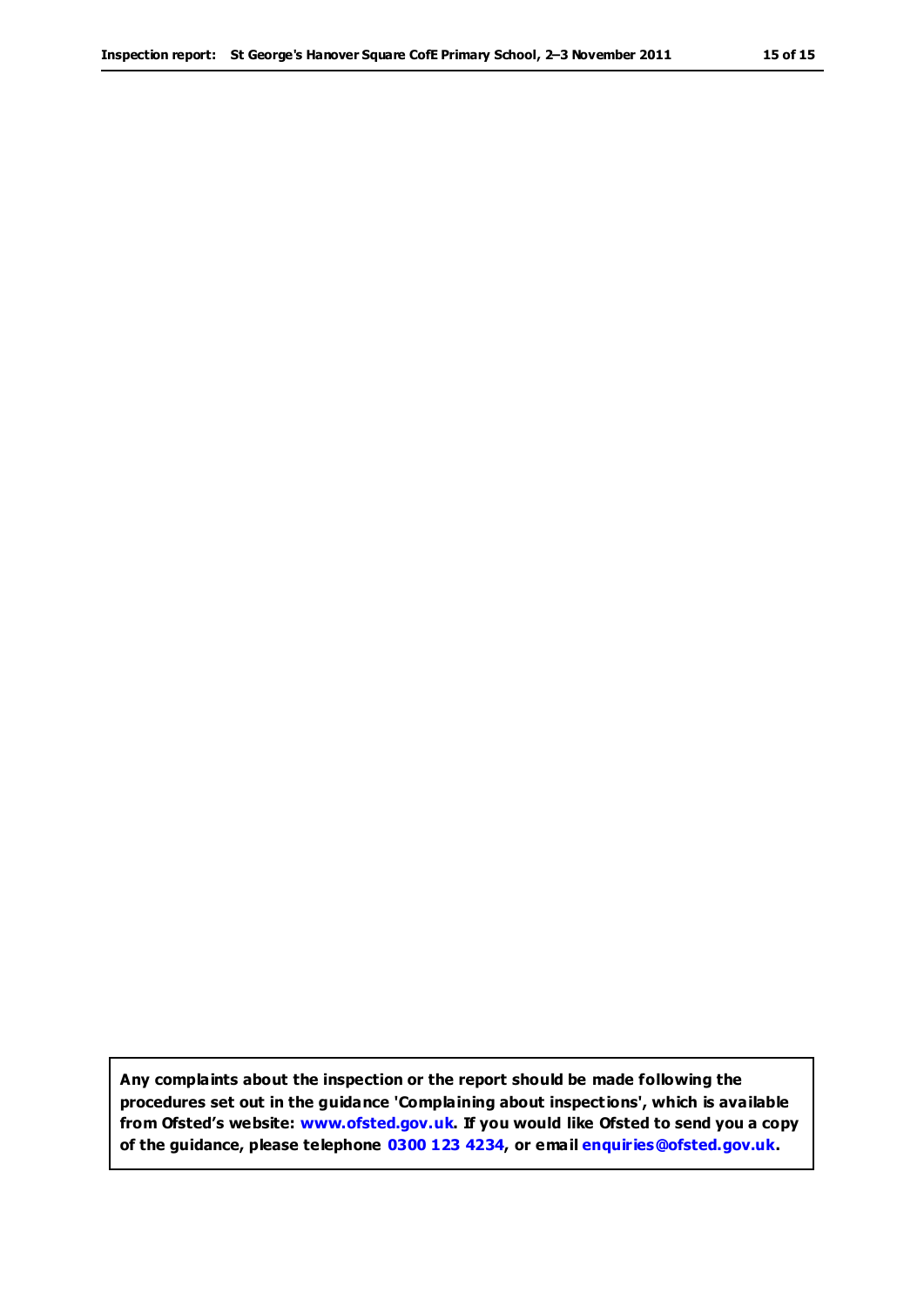**Any complaints about the inspection or the report should be made following the procedures set out in the guidance 'Complaining about inspections', which is available from Ofsted's website: www.ofsted.gov.uk. If you would like Ofsted to send you a copy of the guidance, please telephone 0300 123 4234, or email enquiries@ofsted.gov.uk.**